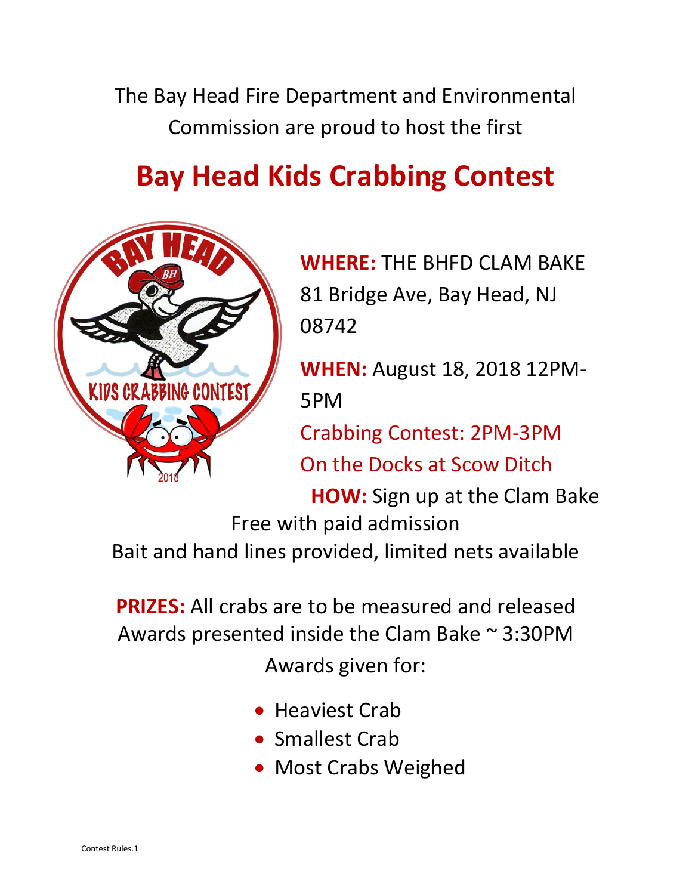The Bay Head Fire Department and Environmental Commission are proud to host the first

# Bay Head Kids Crabbing Contest

**WHERE:** THE BHFD CLAM BAKE
81 Bridge Ave, Bay Head, NJ 08742

**WHEN:** August 18, 2018 12PM-5PM

Crabbing Contest: 2PM-3PM

On the Docks at Scow Ditch

**HOW:** Sign up at the Clam Bake

Free with paid admission

Bait and hand lines provided, limited nets available

**PRIZES:** All crabs are to be measured and released

Awards presented inside the Clam Bake ~ 3:30PM

Awards given for:

- Heaviest Crab
- Smallest Crab
- Most Crabs Weighed

Contest Rules.1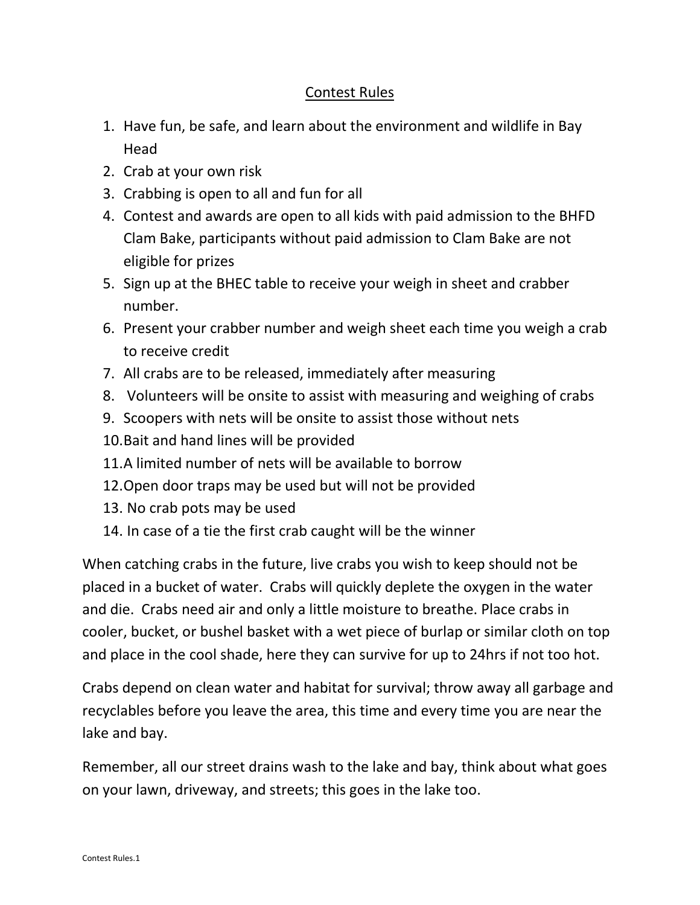## Contest Rules

1. Have fun, be safe, and learn about the environment and wildlife in Bay Head
2. Crab at your own risk
3. Crabbing is open to all and fun for all
4. Contest and awards are open to all kids with paid admission to the BHFD Clam Bake, participants without paid admission to Clam Bake are not eligible for prizes
5. Sign up at the BHEC table to receive your weigh in sheet and crabber number.
6. Present your crabber number and weigh sheet each time you weigh a crab to receive credit
7. All crabs are to be released, immediately after measuring
8. Volunteers will be onsite to assist with measuring and weighing of crabs
9. Scoopers with nets will be onsite to assist those without nets
10. Bait and hand lines will be provided
11. A limited number of nets will be available to borrow
12. Open door traps may be used but will not be provided
13. No crab pots may be used
14. In case of a tie the first crab caught will be the winner

When catching crabs in the future, live crabs you wish to keep should not be placed in a bucket of water. Crabs will quickly deplete the oxygen in the water and die. Crabs need air and only a little moisture to breathe. Place crabs in cooler, bucket, or bushel basket with a wet piece of burlap or similar cloth on top and place in the cool shade, here they can survive for up to 24hrs if not too hot.

Crabs depend on clean water and habitat for survival; throw away all garbage and recyclables before you leave the area, this time and every time you are near the lake and bay.

Remember, all our street drains wash to the lake and bay, think about what goes on your lawn, driveway, and streets; this goes in the lake too.